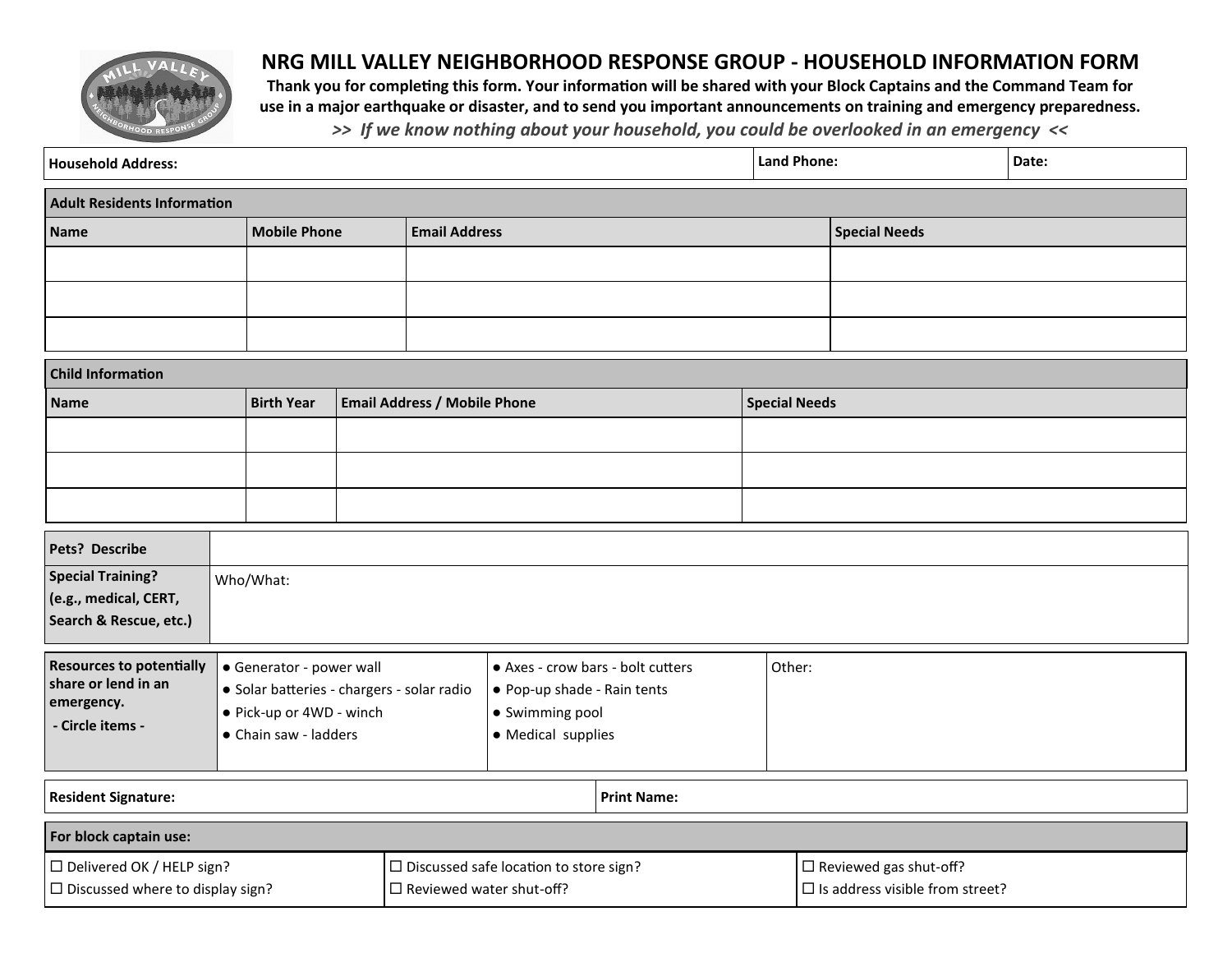# NRG MILL VALLEY NEIGHBORHOOD RESPONSE GROUP - HOUSEHOLD INFORMATION FORM

**Thank you for completing this form. Your information will be shared with your Block Captains and the Command Team for use in a major earthquake or disaster, and to send you important announcements on training and emergency preparedness.**

***>> If we know nothing about your household, you could be overlooked in an emergency <<***

| **Household Address:** | **Land Phone:** | **Date:** |
|---|---|---|

| **Adult Residents Information** | | | |
|---|---|---|---|
| **Name** | **Mobile Phone** | **Email Address** | **Special Needs** |
| | | | |
| | | | |
| | | | |

| **Child Information** | | | |
|---|---|---|---|
| **Name** | **Birth Year** | **Email Address / Mobile Phone** | **Special Needs** |
| | | | |
| | | | |
| | | | |

| **Pets? Describe** | |
|---|---|
| **Special Training? (e.g., medical, CERT, Search & Rescue, etc.)** | Who/What: |

| **Resources to potentially share or lend in an emergency. - Circle items -** | ● Generator - power wall<br>● Solar batteries - chargers - solar radio<br>● Pick-up or 4WD - winch<br>● Chain saw - ladders | ● Axes - crow bars - bolt cutters<br>● Pop-up shade - Rain tents<br>● Swimming pool<br>● Medical supplies | Other: |
|---|---|---|---|

| **Resident Signature:** | **Print Name:** |
|---|---|

| **For block captain use:** | | |
|---|---|---|
| ☐ Delivered OK / HELP sign?<br>☐ Discussed where to display sign? | ☐ Discussed safe location to store sign?<br>☐ Reviewed water shut-off? | ☐ Reviewed gas shut-off?<br>☐ Is address visible from street? |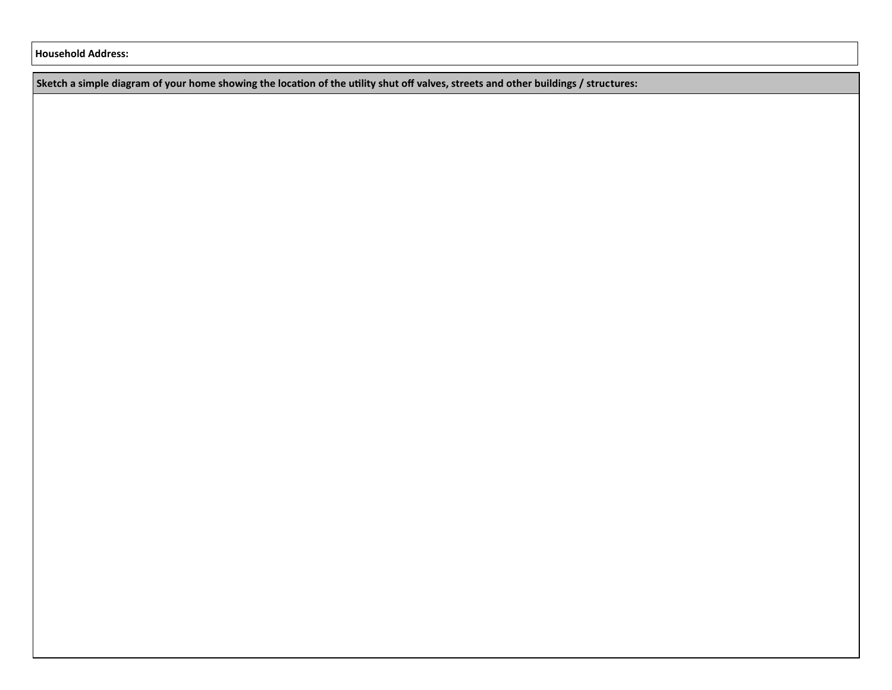**Household Address:**

**Sketch a simple diagram of your home showing the location of the utility shut off valves, streets and other buildings / structures:**